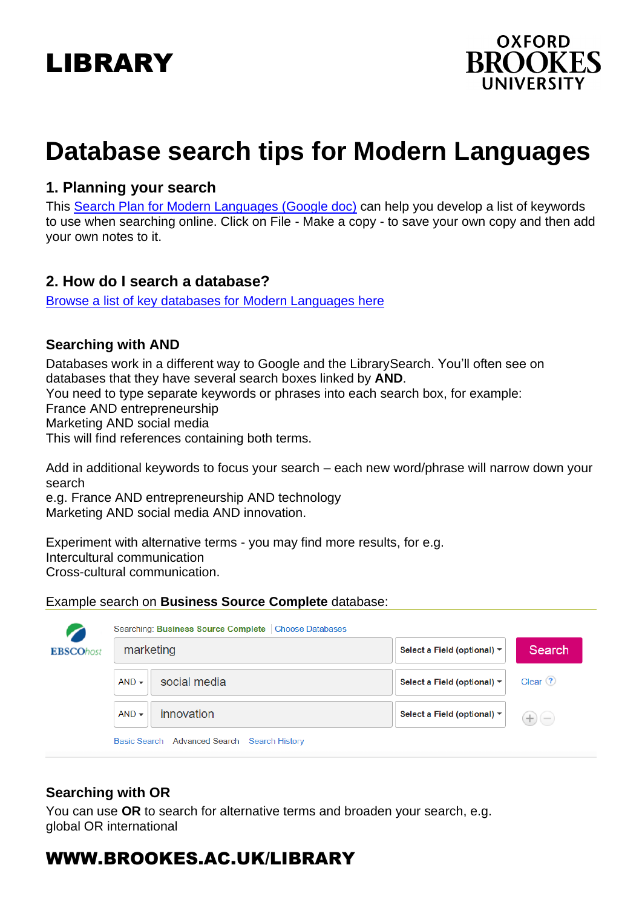# LIBRARY

OXFORD BROOKES UNIVERSITY

# Database search tips for Modern Languages

## 1. Planning your search

This [Search Plan for Modern Languages (Google doc)] can help you develop a list of keywords to use when searching online. Click on File - Make a copy - to save your own copy and then add your own notes to it.

## 2. How do I search a database?

[Browse a list of key databases for Modern Languages here]

### Searching with AND

Databases work in a different way to Google and the LibrarySearch. You'll often see on databases that they have several search boxes linked by **AND**.
You need to type separate keywords or phrases into each search box, for example:
France AND entrepreneurship
Marketing AND social media
This will find references containing both terms.

Add in additional keywords to focus your search – each new word/phrase will narrow down your search
e.g. France AND entrepreneurship AND technology
Marketing AND social media AND innovation.

Experiment with alternative terms - you may find more results, for e.g.
Intercultural communication
Cross-cultural communication.

Example search on **Business Source Complete** database:

EBSCOhost

Searching: Business Source Complete | Choose Databases

| | | | |
|---|---|---|---|
| | marketing | Select a Field (optional) | Search |
| AND | social media | Select a Field (optional) | Clear |
| AND | innovation | Select a Field (optional) | |

Basic Search   Advanced Search   Search History

### Searching with OR

You can use **OR** to search for alternative terms and broaden your search, e.g.
global OR international

**WWW.BROOKES.AC.UK/LIBRARY**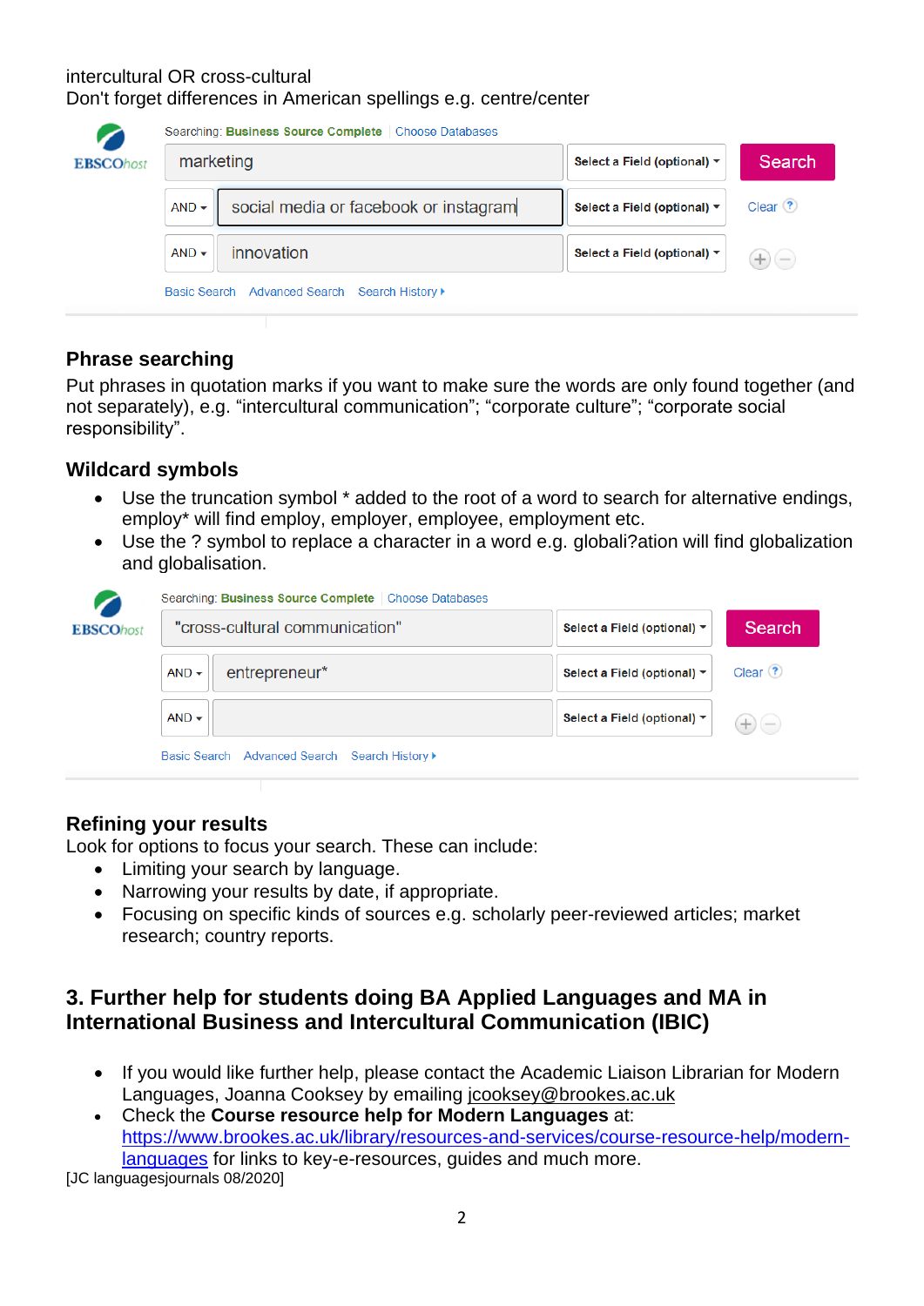intercultural OR cross-cultural

Don't forget differences in American spellings e.g. centre/center

## Phrase searching

Put phrases in quotation marks if you want to make sure the words are only found together (and not separately), e.g. “intercultural communication”; “corporate culture”; “corporate social responsibility”.

## Wildcard symbols

- Use the truncation symbol * added to the root of a word to search for alternative endings, employ* will find employ, employer, employee, employment etc.
- Use the ? symbol to replace a character in a word e.g. globali?ation will find globalization and globalisation.

## Refining your results

Look for options to focus your search. These can include:

- Limiting your search by language.
- Narrowing your results by date, if appropriate.
- Focusing on specific kinds of sources e.g. scholarly peer-reviewed articles; market research; country reports.

## 3. Further help for students doing BA Applied Languages and MA in International Business and Intercultural Communication (IBIC)

- If you would like further help, please contact the Academic Liaison Librarian for Modern Languages, Joanna Cooksey by emailing jcooksey@brookes.ac.uk
- Check the **Course resource help for Modern Languages** at: https://www.brookes.ac.uk/library/resources-and-services/course-resource-help/modern-languages for links to key-e-resources, guides and much more.

[JC languagesjournals 08/2020]